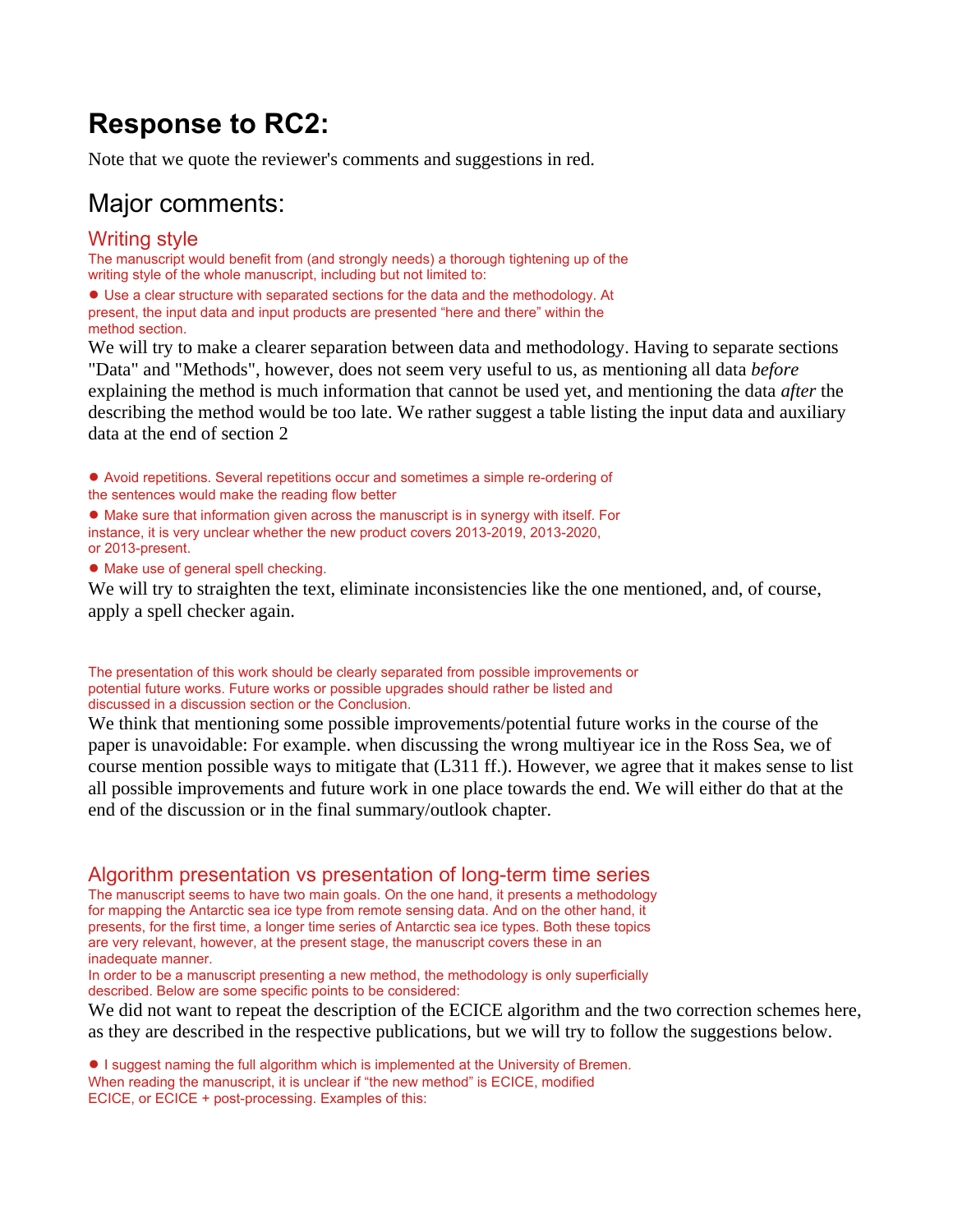# Response to RC2:

Note that we quote the reviewer's comments and suggestions in red.

## Major comments:

### Writing style

The manuscript would benefit from (and strongly needs) a thorough tightening up of the writing style of the whole manuscript, including but not limited to:

- Use a clear structure with separated sections for the data and the methodology. At present, the input data and input products are presented "here and there" within the method section.

We will try to make a clearer separation between data and methodology. Having to separate sections "Data" and "Methods", however, does not seem very useful to us, as mentioning all data *before* explaining the method is much information that cannot be used yet, and mentioning the data *after* the describing the method would be too late. We rather suggest a table listing the input data and auxiliary data at the end of section 2

- Avoid repetitions. Several repetitions occur and sometimes a simple re-ordering of the sentences would make the reading flow better
- Make sure that information given across the manuscript is in synergy with itself. For instance, it is very unclear whether the new product covers 2013-2019, 2013-2020, or 2013-present.
- Make use of general spell checking.

We will try to straighten the text, eliminate inconsistencies like the one mentioned, and, of course, apply a spell checker again.

The presentation of this work should be clearly separated from possible improvements or potential future works. Future works or possible upgrades should rather be listed and discussed in a discussion section or the Conclusion.

We think that mentioning some possible improvements/potential future works in the course of the paper is unavoidable: For example. when discussing the wrong multiyear ice in the Ross Sea, we of course mention possible ways to mitigate that (L311 ff.). However, we agree that it makes sense to list all possible improvements and future work in one place towards the end. We will either do that at the end of the discussion or in the final summary/outlook chapter.

### Algorithm presentation vs presentation of long-term time series

The manuscript seems to have two main goals. On the one hand, it presents a methodology for mapping the Antarctic sea ice type from remote sensing data. And on the other hand, it presents, for the first time, a longer time series of Antarctic sea ice types. Both these topics are very relevant, however, at the present stage, the manuscript covers these in an inadequate manner.

In order to be a manuscript presenting a new method, the methodology is only superficially described. Below are some specific points to be considered:

We did not want to repeat the description of the ECICE algorithm and the two correction schemes here, as they are described in the respective publications, but we will try to follow the suggestions below.

- I suggest naming the full algorithm which is implemented at the University of Bremen. When reading the manuscript, it is unclear if "the new method" is ECICE, modified ECICE, or ECICE + post-processing. Examples of this: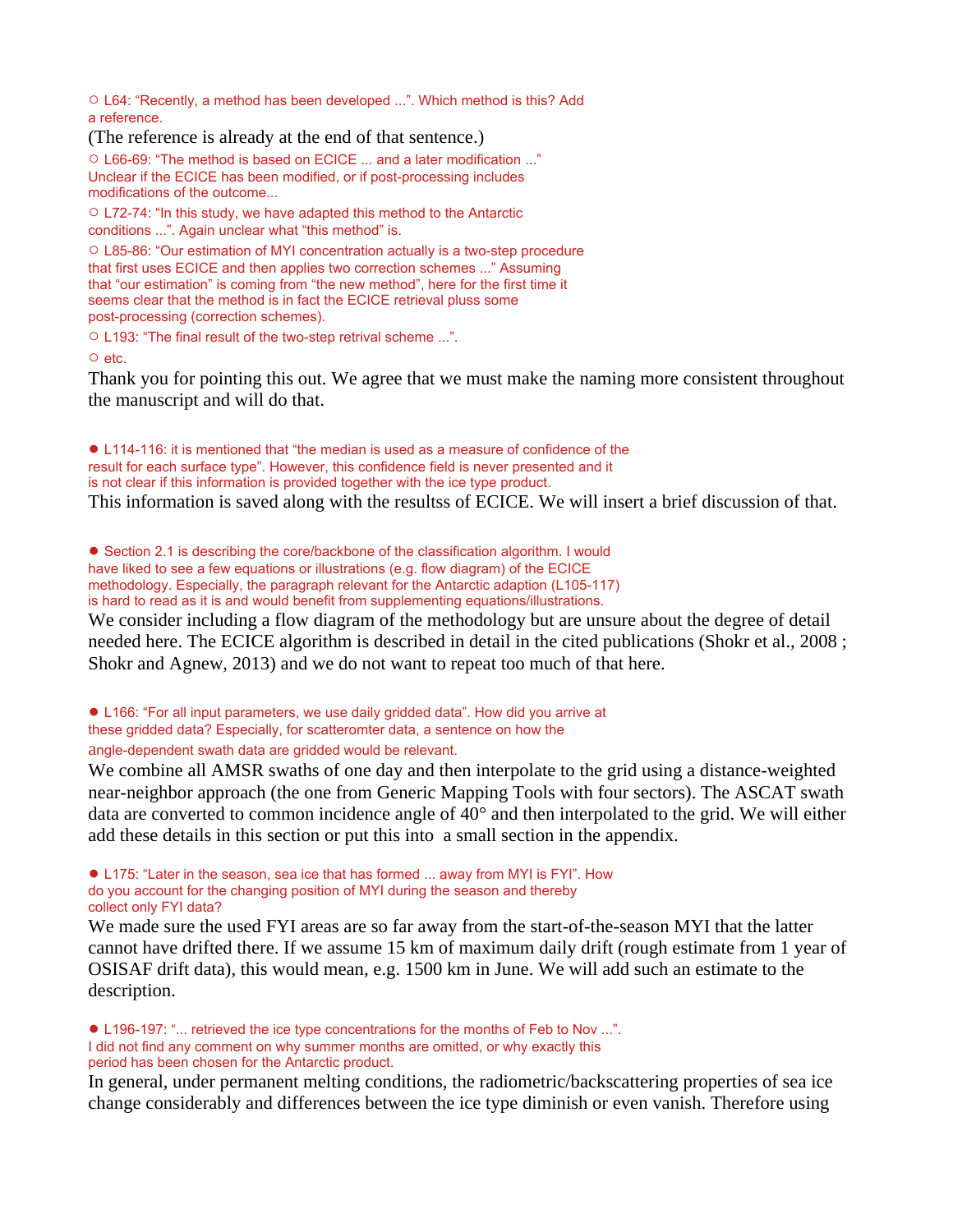○ L64: "Recently, a method has been developed ...". Which method is this? Add a reference.

(The reference is already at the end of that sentence.)

○ L66-69: "The method is based on ECICE ... and a later modification ..." Unclear if the ECICE has been modified, or if post-processing includes modifications of the outcome...

○ L72-74: "In this study, we have adapted this method to the Antarctic conditions ...". Again unclear what "this method" is.

○ L85-86: "Our estimation of MYI concentration actually is a two-step procedure that first uses ECICE and then applies two correction schemes ..." Assuming that "our estimation" is coming from "the new method", here for the first time it seems clear that the method is in fact the ECICE retrieval pluss some post-processing (correction schemes).

○ L193: "The final result of the two-step retrival scheme ...".

○ etc.

Thank you for pointing this out. We agree that we must make the naming more consistent throughout the manuscript and will do that.

● L114-116: it is mentioned that "the median is used as a measure of confidence of the result for each surface type". However, this confidence field is never presented and it is not clear if this information is provided together with the ice type product.

This information is saved along with the resultss of ECICE. We will insert a brief discussion of that.

● Section 2.1 is describing the core/backbone of the classification algorithm. I would have liked to see a few equations or illustrations (e.g. flow diagram) of the ECICE methodology. Especially, the paragraph relevant for the Antarctic adaption (L105-117) is hard to read as it is and would benefit from supplementing equations/illustrations.

We consider including a flow diagram of the methodology but are unsure about the degree of detail needed here. The ECICE algorithm is described in detail in the cited publications (Shokr et al., 2008 ; Shokr and Agnew, 2013) and we do not want to repeat too much of that here.

● L166: "For all input parameters, we use daily gridded data". How did you arrive at these gridded data? Especially, for scatteromter data, a sentence on how the angle-dependent swath data are gridded would be relevant.

We combine all AMSR swaths of one day and then interpolate to the grid using a distance-weighted near-neighbor approach (the one from Generic Mapping Tools with four sectors). The ASCAT swath data are converted to common incidence angle of 40° and then interpolated to the grid. We will either add these details in this section or put this into a small section in the appendix.

● L175: "Later in the season, sea ice that has formed ... away from MYI is FYI". How do you account for the changing position of MYI during the season and thereby collect only FYI data?

We made sure the used FYI areas are so far away from the start-of-the-season MYI that the latter cannot have drifted there. If we assume 15 km of maximum daily drift (rough estimate from 1 year of OSISAF drift data), this would mean, e.g. 1500 km in June. We will add such an estimate to the description.

● L196-197: "... retrieved the ice type concentrations for the months of Feb to Nov ...". I did not find any comment on why summer months are omitted, or why exactly this period has been chosen for the Antarctic product.

In general, under permanent melting conditions, the radiometric/backscattering properties of sea ice change considerably and differences between the ice type diminish or even vanish. Therefore using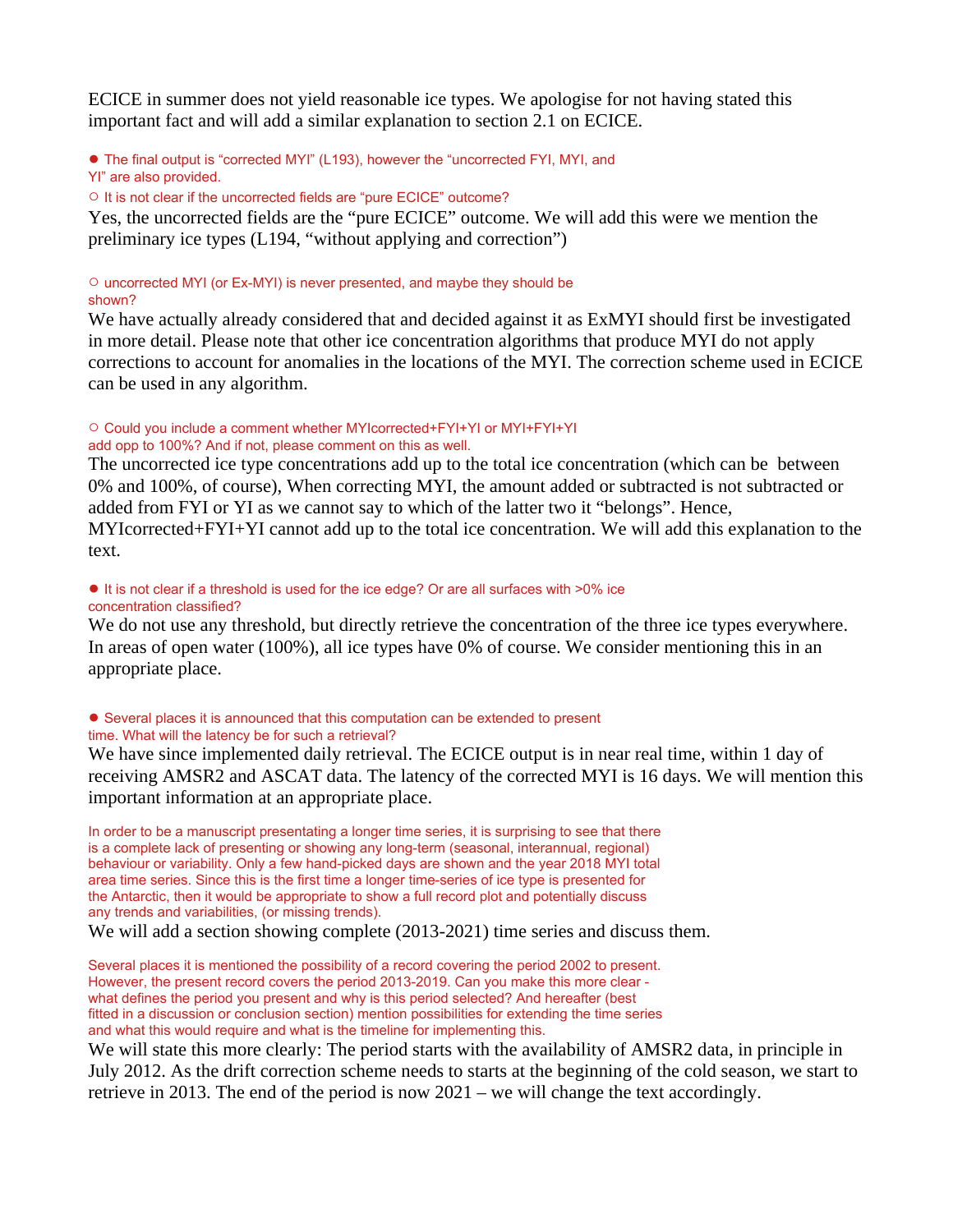ECICE in summer does not yield reasonable ice types. We apologise for not having stated this important fact and will add a similar explanation to section 2.1 on ECICE.

- The final output is "corrected MYI" (L193), however the "uncorrected FYI, MYI, and YI" are also provided.
  - It is not clear if the uncorrected fields are "pure ECICE" outcome?

Yes, the uncorrected fields are the "pure ECICE" outcome. We will add this were we mention the preliminary ice types (L194, "without applying and correction")

  - uncorrected MYI (or Ex-MYI) is never presented, and maybe they should be shown?

We have actually already considered that and decided against it as ExMYI should first be investigated in more detail. Please note that other ice concentration algorithms that produce MYI do not apply corrections to account for anomalies in the locations of the MYI. The correction scheme used in ECICE can be used in any algorithm.

  - Could you include a comment whether MYIcorrected+FYI+YI or MYI+FYI+YI add opp to 100%? And if not, please comment on this as well.

The uncorrected ice type concentrations add up to the total ice concentration (which can be between 0% and 100%, of course), When correcting MYI, the amount added or subtracted is not subtracted or added from FYI or YI as we cannot say to which of the latter two it "belongs". Hence, MYIcorrected+FYI+YI cannot add up to the total ice concentration. We will add this explanation to the text.

- It is not clear if a threshold is used for the ice edge? Or are all surfaces with >0% ice concentration classified?

We do not use any threshold, but directly retrieve the concentration of the three ice types everywhere. In areas of open water (100%), all ice types have 0% of course. We consider mentioning this in an appropriate place.

- Several places it is announced that this computation can be extended to present time. What will the latency be for such a retrieval?

We have since implemented daily retrieval. The ECICE output is in near real time, within 1 day of receiving AMSR2 and ASCAT data. The latency of the corrected MYI is 16 days. We will mention this important information at an appropriate place.

In order to be a manuscript presentating a longer time series, it is surprising to see that there is a complete lack of presenting or showing any long-term (seasonal, interannual, regional) behaviour or variability. Only a few hand-picked days are shown and the year 2018 MYI total area time series. Since this is the first time a longer time-series of ice type is presented for the Antarctic, then it would be appropriate to show a full record plot and potentially discuss any trends and variabilities, (or missing trends).

We will add a section showing complete (2013-2021) time series and discuss them.

Several places it is mentioned the possibility of a record covering the period 2002 to present. However, the present record covers the period 2013-2019. Can you make this more clear - what defines the period you present and why is this period selected? And hereafter (best fitted in a discussion or conclusion section) mention possibilities for extending the time series and what this would require and what is the timeline for implementing this.

We will state this more clearly: The period starts with the availability of AMSR2 data, in principle in July 2012. As the drift correction scheme needs to starts at the beginning of the cold season, we start to retrieve in 2013. The end of the period is now 2021 – we will change the text accordingly.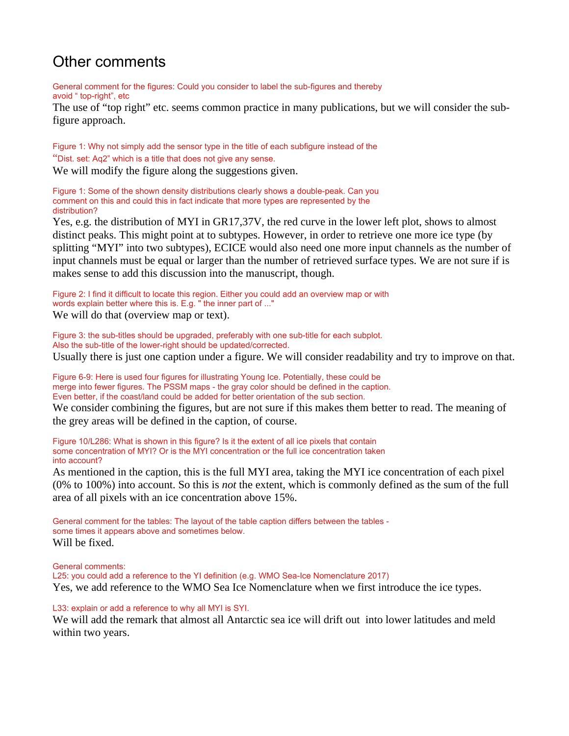# Other comments

General comment for the figures: Could you consider to label the sub-figures and thereby avoid " top-right", etc

The use of "top right" etc. seems common practice in many publications, but we will consider the sub-figure approach.

Figure 1: Why not simply add the sensor type in the title of each subfigure instead of the "Dist. set: Aq2" which is a title that does not give any sense.

We will modify the figure along the suggestions given.

Figure 1: Some of the shown density distributions clearly shows a double-peak. Can you comment on this and could this in fact indicate that more types are represented by the distribution?

Yes, e.g. the distribution of MYI in GR17,37V, the red curve in the lower left plot, shows to almost distinct peaks. This might point at to subtypes. However, in order to retrieve one more ice type (by splitting "MYI" into two subtypes), ECICE would also need one more input channels as the number of input channels must be equal or larger than the number of retrieved surface types. We are not sure if is makes sense to add this discussion into the manuscript, though.

Figure 2: I find it difficult to locate this region. Either you could add an overview map or with words explain better where this is. E.g. " the inner part of ..."

We will do that (overview map or text).

Figure 3: the sub-titles should be upgraded, preferably with one sub-title for each subplot. Also the sub-title of the lower-right should be updated/corrected.

Usually there is just one caption under a figure. We will consider readability and try to improve on that.

Figure 6-9: Here is used four figures for illustrating Young Ice. Potentially, these could be merge into fewer figures. The PSSM maps - the gray color should be defined in the caption. Even better, if the coast/land could be added for better orientation of the sub section.

We consider combining the figures, but are not sure if this makes them better to read. The meaning of the grey areas will be defined in the caption, of course.

Figure 10/L286: What is shown in this figure? Is it the extent of all ice pixels that contain some concentration of MYI? Or is the MYI concentration or the full ice concentration taken into account?

As mentioned in the caption, this is the full MYI area, taking the MYI ice concentration of each pixel (0% to 100%) into account. So this is *not* the extent, which is commonly defined as the sum of the full area of all pixels with an ice concentration above 15%.

General comment for the tables: The layout of the table caption differs between the tables - some times it appears above and sometimes below.

Will be fixed.

General comments:
L25: you could add a reference to the YI definition (e.g. WMO Sea-Ice Nomenclature 2017)

Yes, we add reference to the WMO Sea Ice Nomenclature when we first introduce the ice types.

L33: explain or add a reference to why all MYI is SYI.

We will add the remark that almost all Antarctic sea ice will drift out into lower latitudes and meld within two years.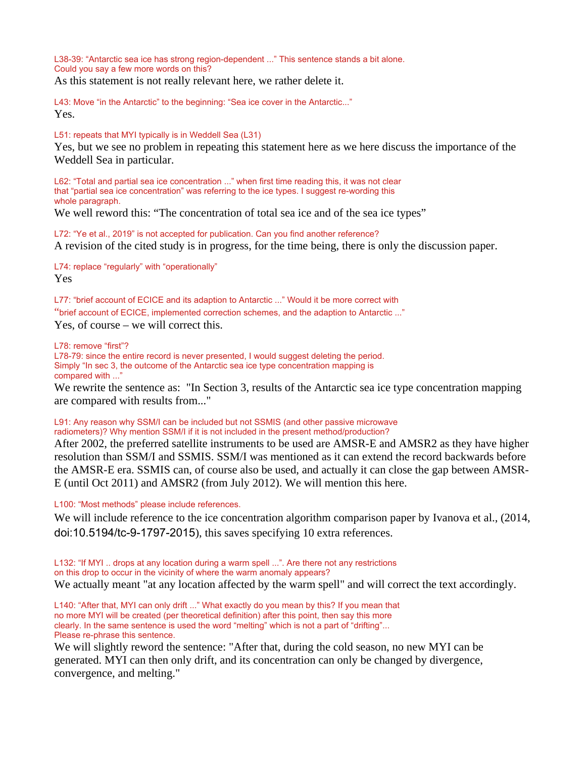L38-39: "Antarctic sea ice has strong region-dependent ..." This sentence stands a bit alone. Could you say a few more words on this?

As this statement is not really relevant here, we rather delete it.

L43: Move "in the Antarctic" to the beginning: "Sea ice cover in the Antarctic..."

Yes.

L51: repeats that MYI typically is in Weddell Sea (L31)

Yes, but we see no problem in repeating this statement here as we here discuss the importance of the Weddell Sea in particular.

L62: "Total and partial sea ice concentration ..." when first time reading this, it was not clear that "partial sea ice concentration" was referring to the ice types. I suggest re-wording this whole paragraph.

We well reword this: "The concentration of total sea ice and of the sea ice types"

L72: "Ye et al., 2019" is not accepted for publication. Can you find another reference?

A revision of the cited study is in progress, for the time being, there is only the discussion paper.

L74: replace "regularly" with "operationally"

Yes

L77: "brief account of ECICE and its adaption to Antarctic ..." Would it be more correct with "brief account of ECICE, implemented correction schemes, and the adaption to Antarctic ..."

Yes, of course – we will correct this.

L78: remove "first"?

L78-79: since the entire record is never presented, I would suggest deleting the period. Simply "In sec 3, the outcome of the Antarctic sea ice type concentration mapping is compared with ..."

We rewrite the sentence as: "In Section 3, results of the Antarctic sea ice type concentration mapping are compared with results from..."

L91: Any reason why SSM/I can be included but not SSMIS (and other passive microwave radiometers)? Why mention SSM/I if it is not included in the present method/production?

After 2002, the preferred satellite instruments to be used are AMSR-E and AMSR2 as they have higher resolution than SSM/I and SSMIS. SSM/I was mentioned as it can extend the record backwards before the AMSR-E era. SSMIS can, of course also be used, and actually it can close the gap between AMSR-E (until Oct 2011) and AMSR2 (from July 2012). We will mention this here.

L100: "Most methods" please include references.

We will include reference to the ice concentration algorithm comparison paper by Ivanova et al., (2014, doi:10.5194/tc-9-1797-2015), this saves specifying 10 extra references.

L132: "If MYI .. drops at any location during a warm spell ...". Are there not any restrictions on this drop to occur in the vicinity of where the warm anomaly appears?

We actually meant "at any location affected by the warm spell" and will correct the text accordingly.

L140: "After that, MYI can only drift ..." What exactly do you mean by this? If you mean that no more MYI will be created (per theoretical definition) after this point, then say this more clearly. In the same sentence is used the word "melting" which is not a part of "drifting"... Please re-phrase this sentence.

We will slightly reword the sentence: "After that, during the cold season, no new MYI can be generated. MYI can then only drift, and its concentration can only be changed by divergence, convergence, and melting."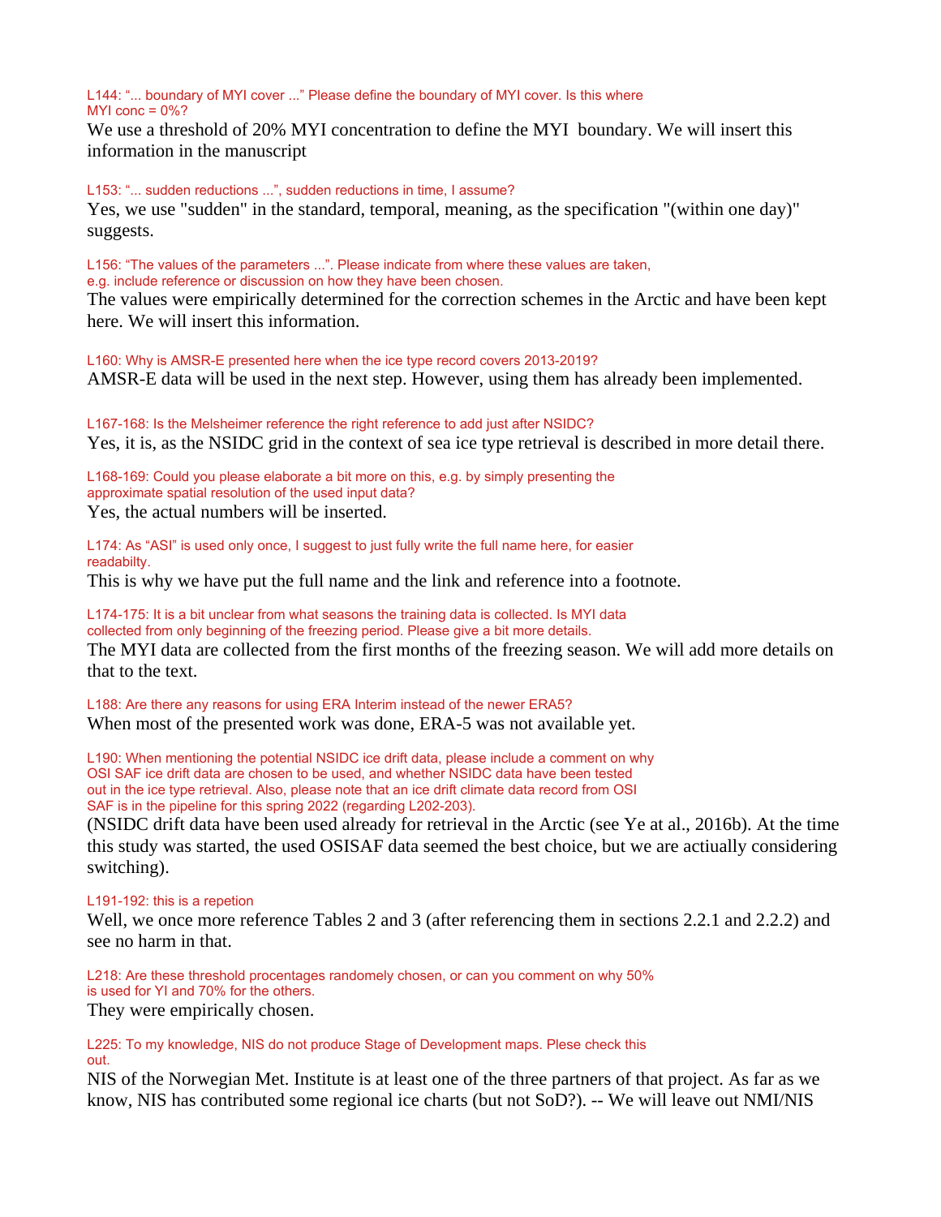L144: "... boundary of MYI cover ..." Please define the boundary of MYI cover. Is this where MYI conc = 0%?

We use a threshold of 20% MYI concentration to define the MYI boundary. We will insert this information in the manuscript

L153: "... sudden reductions ...", sudden reductions in time, I assume?

Yes, we use "sudden" in the standard, temporal, meaning, as the specification "(within one day)" suggests.

L156: "The values of the parameters ...". Please indicate from where these values are taken, e.g. include reference or discussion on how they have been chosen.

The values were empirically determined for the correction schemes in the Arctic and have been kept here. We will insert this information.

L160: Why is AMSR-E presented here when the ice type record covers 2013-2019?

AMSR-E data will be used in the next step. However, using them has already been implemented.

L167-168: Is the Melsheimer reference the right reference to add just after NSIDC?

Yes, it is, as the NSIDC grid in the context of sea ice type retrieval is described in more detail there.

L168-169: Could you please elaborate a bit more on this, e.g. by simply presenting the approximate spatial resolution of the used input data?

Yes, the actual numbers will be inserted.

L174: As "ASI" is used only once, I suggest to just fully write the full name here, for easier readabilty.

This is why we have put the full name and the link and reference into a footnote.

L174-175: It is a bit unclear from what seasons the training data is collected. Is MYI data collected from only beginning of the freezing period. Please give a bit more details.

The MYI data are collected from the first months of the freezing season. We will add more details on that to the text.

L188: Are there any reasons for using ERA Interim instead of the newer ERA5?

When most of the presented work was done, ERA-5 was not available yet.

L190: When mentioning the potential NSIDC ice drift data, please include a comment on why OSI SAF ice drift data are chosen to be used, and whether NSIDC data have been tested out in the ice type retrieval. Also, please note that an ice drift climate data record from OSI SAF is in the pipeline for this spring 2022 (regarding L202-203).

(NSIDC drift data have been used already for retrieval in the Arctic (see Ye at al., 2016b). At the time this study was started, the used OSISAF data seemed the best choice, but we are actiually considering switching).

L191-192: this is a repetion

Well, we once more reference Tables 2 and 3 (after referencing them in sections 2.2.1 and 2.2.2) and see no harm in that.

L218: Are these threshold procentages randomely chosen, or can you comment on why 50% is used for YI and 70% for the others.

They were empirically chosen.

L225: To my knowledge, NIS do not produce Stage of Development maps. Plese check this out.

NIS of the Norwegian Met. Institute is at least one of the three partners of that project. As far as we know, NIS has contributed some regional ice charts (but not SoD?). -- We will leave out NMI/NIS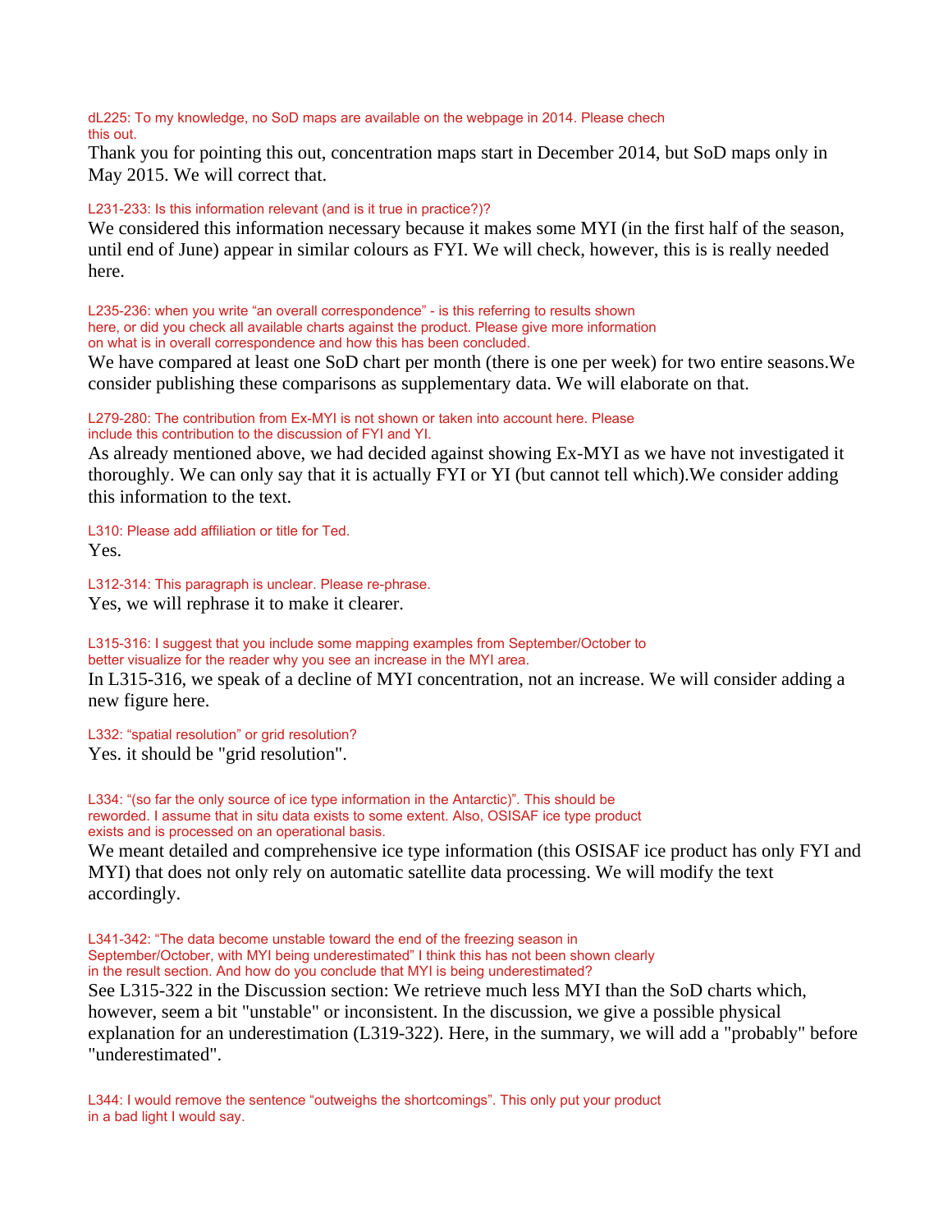dL225: To my knowledge, no SoD maps are available on the webpage in 2014. Please chech this out.

Thank you for pointing this out, concentration maps start in December 2014, but SoD maps only in May 2015. We will correct that.

L231-233: Is this information relevant (and is it true in practice?)?

We considered this information necessary because it makes some MYI (in the first half of the season, until end of June) appear in similar colours as FYI. We will check, however, this is is really needed here.

L235-236: when you write "an overall correspondence" - is this referring to results shown here, or did you check all available charts against the product. Please give more information on what is in overall correspondence and how this has been concluded.

We have compared at least one SoD chart per month (there is one per week) for two entire seasons.We consider publishing these comparisons as supplementary data. We will elaborate on that.

L279-280: The contribution from Ex-MYI is not shown or taken into account here. Please include this contribution to the discussion of FYI and YI.

As already mentioned above, we had decided against showing Ex-MYI as we have not investigated it thoroughly. We can only say that it is actually FYI or YI (but cannot tell which).We consider adding this information to the text.

L310: Please add affiliation or title for Ted.

Yes.

L312-314: This paragraph is unclear. Please re-phrase.

Yes, we will rephrase it to make it clearer.

L315-316: I suggest that you include some mapping examples from September/October to better visualize for the reader why you see an increase in the MYI area.

In L315-316, we speak of a decline of MYI concentration, not an increase. We will consider adding a new figure here.

L332: "spatial resolution" or grid resolution?

Yes. it should be "grid resolution".

L334: "(so far the only source of ice type information in the Antarctic)". This should be reworded. I assume that in situ data exists to some extent. Also, OSISAF ice type product exists and is processed on an operational basis.

We meant detailed and comprehensive ice type information (this OSISAF ice product has only FYI and MYI) that does not only rely on automatic satellite data processing. We will modify the text accordingly.

L341-342: "The data become unstable toward the end of the freezing season in September/October, with MYI being underestimated" I think this has not been shown clearly in the result section. And how do you conclude that MYI is being underestimated?

See L315-322 in the Discussion section: We retrieve much less MYI than the SoD charts which, however, seem a bit "unstable" or inconsistent. In the discussion, we give a possible physical explanation for an underestimation (L319-322). Here, in the summary, we will add a "probably" before "underestimated".

L344: I would remove the sentence "outweighs the shortcomings". This only put your product in a bad light I would say.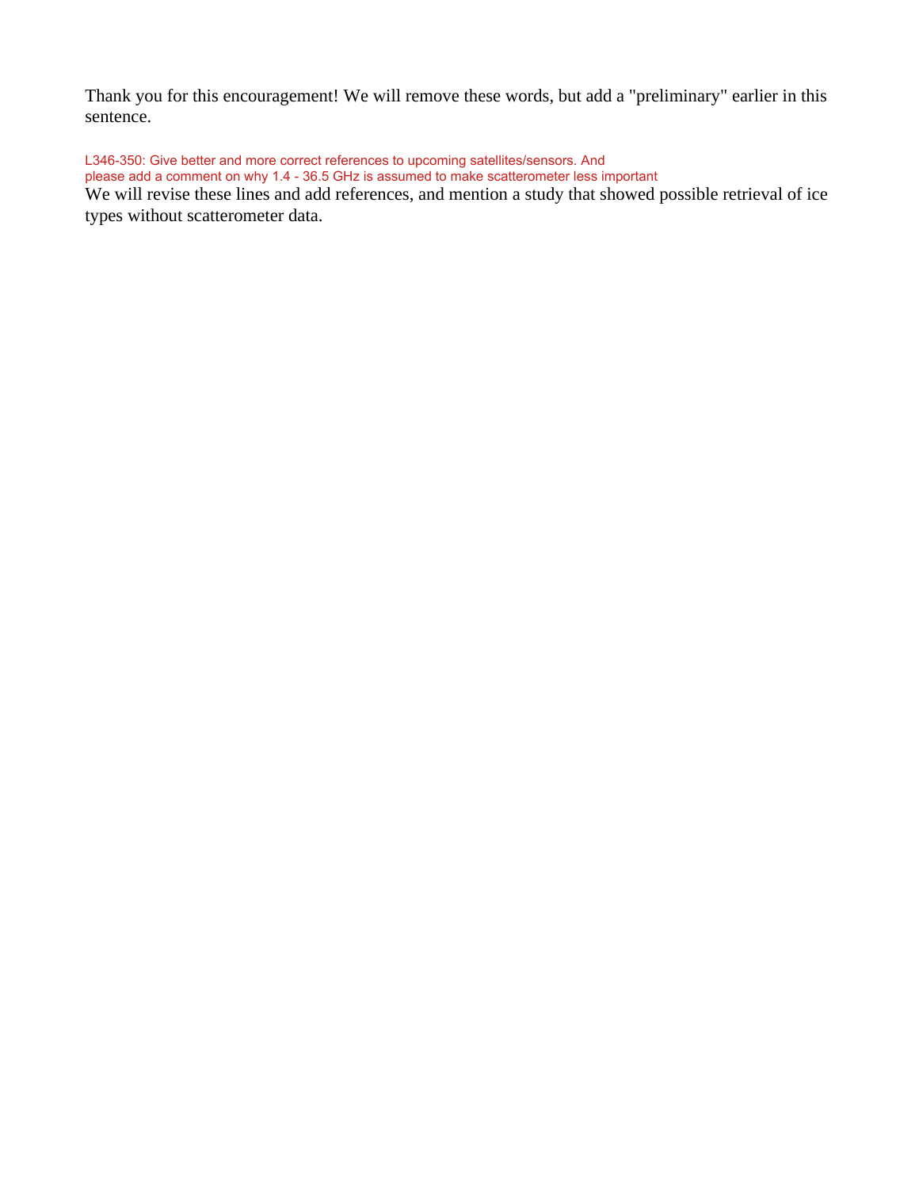Thank you for this encouragement! We will remove these words, but add a "preliminary" earlier in this sentence.

L346-350: Give better and more correct references to upcoming satellites/sensors. And please add a comment on why 1.4 - 36.5 GHz is assumed to make scatterometer less important

We will revise these lines and add references, and mention a study that showed possible retrieval of ice types without scatterometer data.